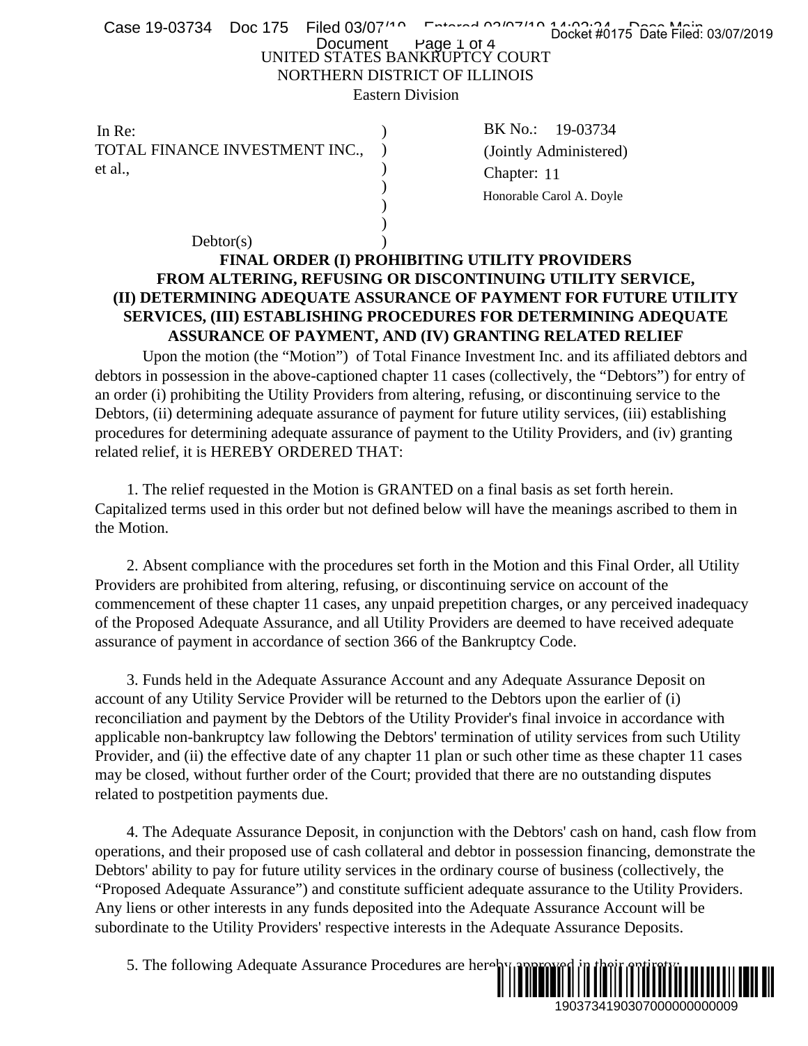UNITED STATES BANKRUPTCY COURT
NORTHERN DISTRICT OF ILLINOIS
Eastern Division

| In Re: | ) | BK No.: 19-03734 |
|---|---|---|
| TOTAL FINANCE INVESTMENT INC., | ) | (Jointly Administered) |
| et al., | ) | Chapter: 11 |
| | ) | Honorable Carol A. Doyle |
| | ) | |
| | ) | |
| Debtor(s) | ) | |

**FINAL ORDER (I) PROHIBITING UTILITY PROVIDERS FROM ALTERING, REFUSING OR DISCONTINUING UTILITY SERVICE, (II) DETERMINING ADEQUATE ASSURANCE OF PAYMENT FOR FUTURE UTILITY SERVICES, (III) ESTABLISHING PROCEDURES FOR DETERMINING ADEQUATE ASSURANCE OF PAYMENT, AND (IV) GRANTING RELATED RELIEF**

Upon the motion (the "Motion") of Total Finance Investment Inc. and its affiliated debtors and debtors in possession in the above-captioned chapter 11 cases (collectively, the "Debtors") for entry of an order (i) prohibiting the Utility Providers from altering, refusing, or discontinuing service to the Debtors, (ii) determining adequate assurance of payment for future utility services, (iii) establishing procedures for determining adequate assurance of payment to the Utility Providers, and (iv) granting related relief, it is HEREBY ORDERED THAT:

1. The relief requested in the Motion is GRANTED on a final basis as set forth herein. Capitalized terms used in this order but not defined below will have the meanings ascribed to them in the Motion.

2. Absent compliance with the procedures set forth in the Motion and this Final Order, all Utility Providers are prohibited from altering, refusing, or discontinuing service on account of the commencement of these chapter 11 cases, any unpaid prepetition charges, or any perceived inadequacy of the Proposed Adequate Assurance, and all Utility Providers are deemed to have received adequate assurance of payment in accordance of section 366 of the Bankruptcy Code.

3. Funds held in the Adequate Assurance Account and any Adequate Assurance Deposit on account of any Utility Service Provider will be returned to the Debtors upon the earlier of (i) reconciliation and payment by the Debtors of the Utility Provider's final invoice in accordance with applicable non-bankruptcy law following the Debtors' termination of utility services from such Utility Provider, and (ii) the effective date of any chapter 11 plan or such other time as these chapter 11 cases may be closed, without further order of the Court; provided that there are no outstanding disputes related to postpetition payments due.

4. The Adequate Assurance Deposit, in conjunction with the Debtors' cash on hand, cash flow from operations, and their proposed use of cash collateral and debtor in possession financing, demonstrate the Debtors' ability to pay for future utility services in the ordinary course of business (collectively, the "Proposed Adequate Assurance") and constitute sufficient adequate assurance to the Utility Providers. Any liens or other interests in any funds deposited into the Adequate Assurance Account will be subordinate to the Utility Providers' respective interests in the Adequate Assurance Deposits.

5. The following Adequate Assurance Procedures are hereby approved in their entirety: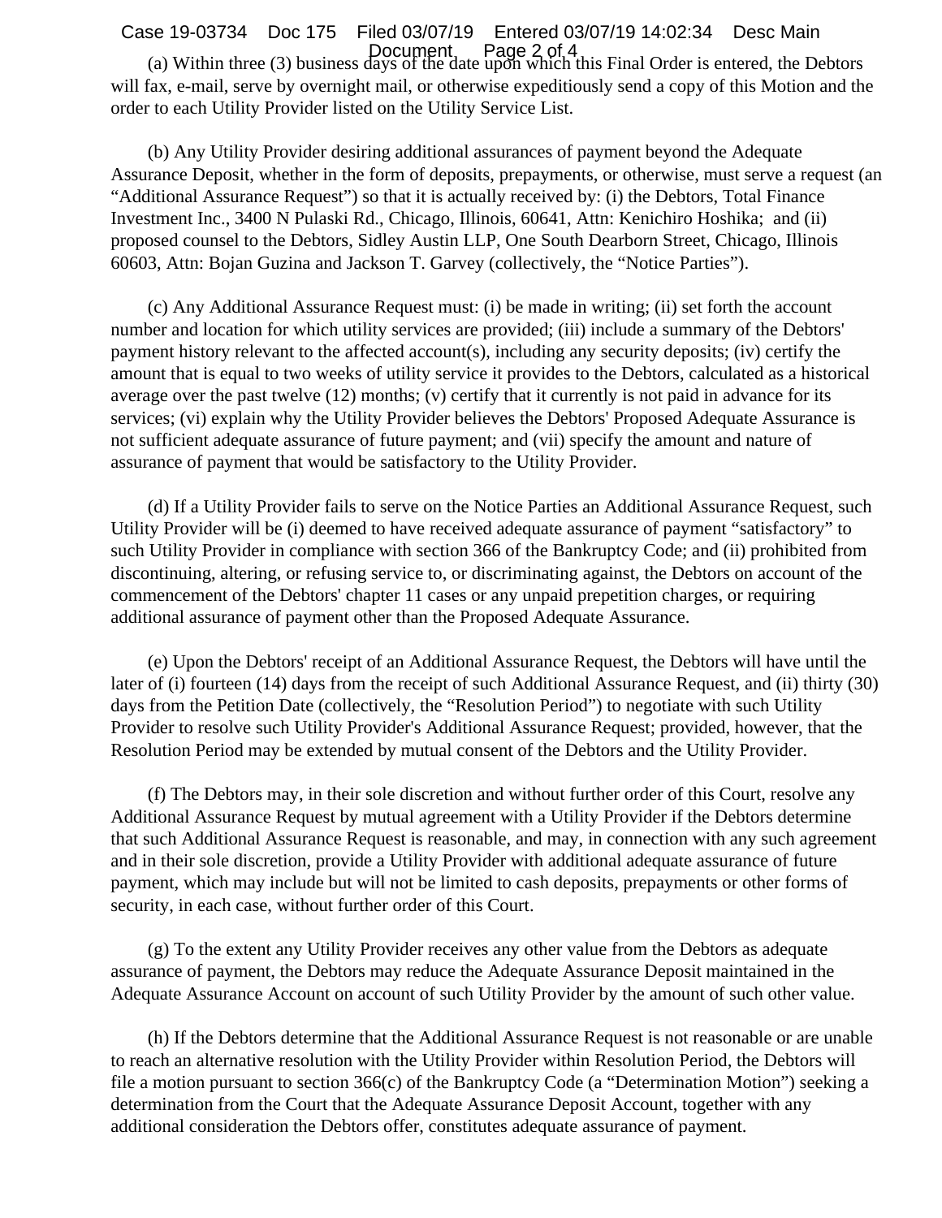(a) Within three (3) business days of the date upon which this Final Order is entered, the Debtors will fax, e-mail, serve by overnight mail, or otherwise expeditiously send a copy of this Motion and the order to each Utility Provider listed on the Utility Service List.

(b) Any Utility Provider desiring additional assurances of payment beyond the Adequate Assurance Deposit, whether in the form of deposits, prepayments, or otherwise, must serve a request (an "Additional Assurance Request") so that it is actually received by: (i) the Debtors, Total Finance Investment Inc., 3400 N Pulaski Rd., Chicago, Illinois, 60641, Attn: Kenichiro Hoshika; and (ii) proposed counsel to the Debtors, Sidley Austin LLP, One South Dearborn Street, Chicago, Illinois 60603, Attn: Bojan Guzina and Jackson T. Garvey (collectively, the "Notice Parties").

(c) Any Additional Assurance Request must: (i) be made in writing; (ii) set forth the account number and location for which utility services are provided; (iii) include a summary of the Debtors' payment history relevant to the affected account(s), including any security deposits; (iv) certify the amount that is equal to two weeks of utility service it provides to the Debtors, calculated as a historical average over the past twelve (12) months; (v) certify that it currently is not paid in advance for its services; (vi) explain why the Utility Provider believes the Debtors' Proposed Adequate Assurance is not sufficient adequate assurance of future payment; and (vii) specify the amount and nature of assurance of payment that would be satisfactory to the Utility Provider.

(d) If a Utility Provider fails to serve on the Notice Parties an Additional Assurance Request, such Utility Provider will be (i) deemed to have received adequate assurance of payment "satisfactory" to such Utility Provider in compliance with section 366 of the Bankruptcy Code; and (ii) prohibited from discontinuing, altering, or refusing service to, or discriminating against, the Debtors on account of the commencement of the Debtors' chapter 11 cases or any unpaid prepetition charges, or requiring additional assurance of payment other than the Proposed Adequate Assurance.

(e) Upon the Debtors' receipt of an Additional Assurance Request, the Debtors will have until the later of (i) fourteen (14) days from the receipt of such Additional Assurance Request, and (ii) thirty (30) days from the Petition Date (collectively, the "Resolution Period") to negotiate with such Utility Provider to resolve such Utility Provider's Additional Assurance Request; provided, however, that the Resolution Period may be extended by mutual consent of the Debtors and the Utility Provider.

(f) The Debtors may, in their sole discretion and without further order of this Court, resolve any Additional Assurance Request by mutual agreement with a Utility Provider if the Debtors determine that such Additional Assurance Request is reasonable, and may, in connection with any such agreement and in their sole discretion, provide a Utility Provider with additional adequate assurance of future payment, which may include but will not be limited to cash deposits, prepayments or other forms of security, in each case, without further order of this Court.

(g) To the extent any Utility Provider receives any other value from the Debtors as adequate assurance of payment, the Debtors may reduce the Adequate Assurance Deposit maintained in the Adequate Assurance Account on account of such Utility Provider by the amount of such other value.

(h) If the Debtors determine that the Additional Assurance Request is not reasonable or are unable to reach an alternative resolution with the Utility Provider within Resolution Period, the Debtors will file a motion pursuant to section 366(c) of the Bankruptcy Code (a "Determination Motion") seeking a determination from the Court that the Adequate Assurance Deposit Account, together with any additional consideration the Debtors offer, constitutes adequate assurance of payment.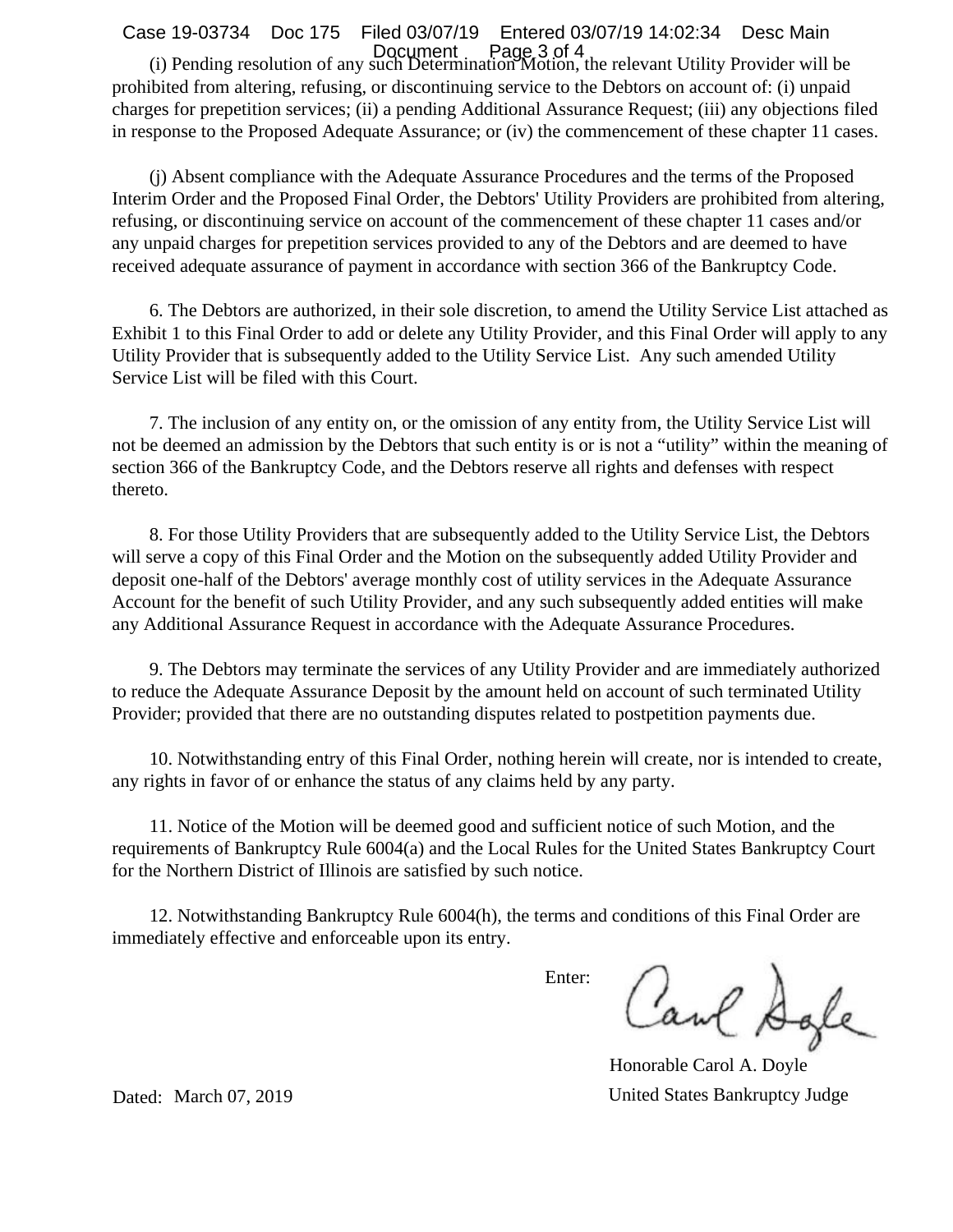(i) Pending resolution of any such Determination Motion, the relevant Utility Provider will be prohibited from altering, refusing, or discontinuing service to the Debtors on account of: (i) unpaid charges for prepetition services; (ii) a pending Additional Assurance Request; (iii) any objections filed in response to the Proposed Adequate Assurance; or (iv) the commencement of these chapter 11 cases.

(j) Absent compliance with the Adequate Assurance Procedures and the terms of the Proposed Interim Order and the Proposed Final Order, the Debtors' Utility Providers are prohibited from altering, refusing, or discontinuing service on account of the commencement of these chapter 11 cases and/or any unpaid charges for prepetition services provided to any of the Debtors and are deemed to have received adequate assurance of payment in accordance with section 366 of the Bankruptcy Code.

6. The Debtors are authorized, in their sole discretion, to amend the Utility Service List attached as Exhibit 1 to this Final Order to add or delete any Utility Provider, and this Final Order will apply to any Utility Provider that is subsequently added to the Utility Service List. Any such amended Utility Service List will be filed with this Court.

7. The inclusion of any entity on, or the omission of any entity from, the Utility Service List will not be deemed an admission by the Debtors that such entity is or is not a "utility" within the meaning of section 366 of the Bankruptcy Code, and the Debtors reserve all rights and defenses with respect thereto.

8. For those Utility Providers that are subsequently added to the Utility Service List, the Debtors will serve a copy of this Final Order and the Motion on the subsequently added Utility Provider and deposit one-half of the Debtors' average monthly cost of utility services in the Adequate Assurance Account for the benefit of such Utility Provider, and any such subsequently added entities will make any Additional Assurance Request in accordance with the Adequate Assurance Procedures.

9. The Debtors may terminate the services of any Utility Provider and are immediately authorized to reduce the Adequate Assurance Deposit by the amount held on account of such terminated Utility Provider; provided that there are no outstanding disputes related to postpetition payments due.

10. Notwithstanding entry of this Final Order, nothing herein will create, nor is intended to create, any rights in favor of or enhance the status of any claims held by any party.

11. Notice of the Motion will be deemed good and sufficient notice of such Motion, and the requirements of Bankruptcy Rule 6004(a) and the Local Rules for the United States Bankruptcy Court for the Northern District of Illinois are satisfied by such notice.

12. Notwithstanding Bankruptcy Rule 6004(h), the terms and conditions of this Final Order are immediately effective and enforceable upon its entry.

Enter:

Honorable Carol A. Doyle
United States Bankruptcy Judge

Dated: March 07, 2019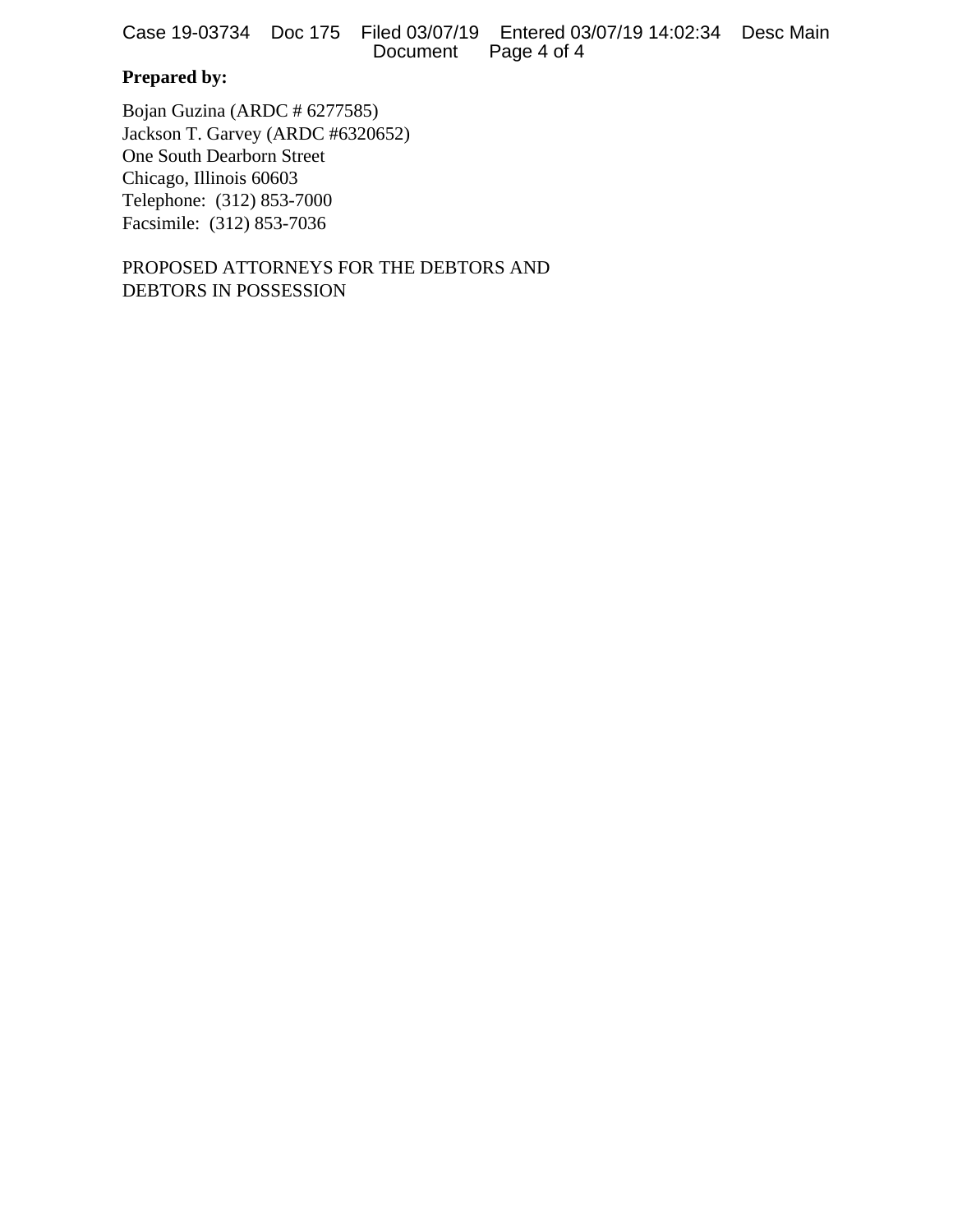**Prepared by:**

Bojan Guzina (ARDC # 6277585)
Jackson T. Garvey (ARDC #6320652)
One South Dearborn Street
Chicago, Illinois 60603
Telephone: (312) 853-7000
Facsimile: (312) 853-7036

PROPOSED ATTORNEYS FOR THE DEBTORS AND DEBTORS IN POSSESSION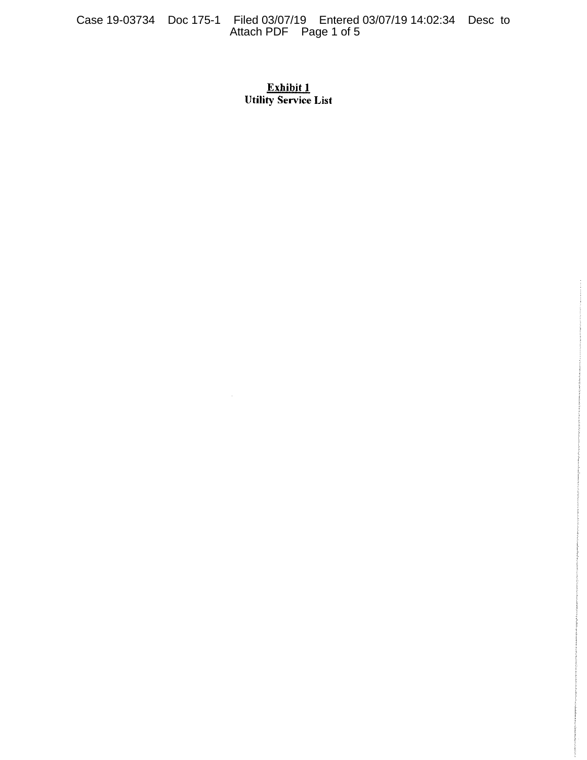**Exhibit 1**

**Utility Service List**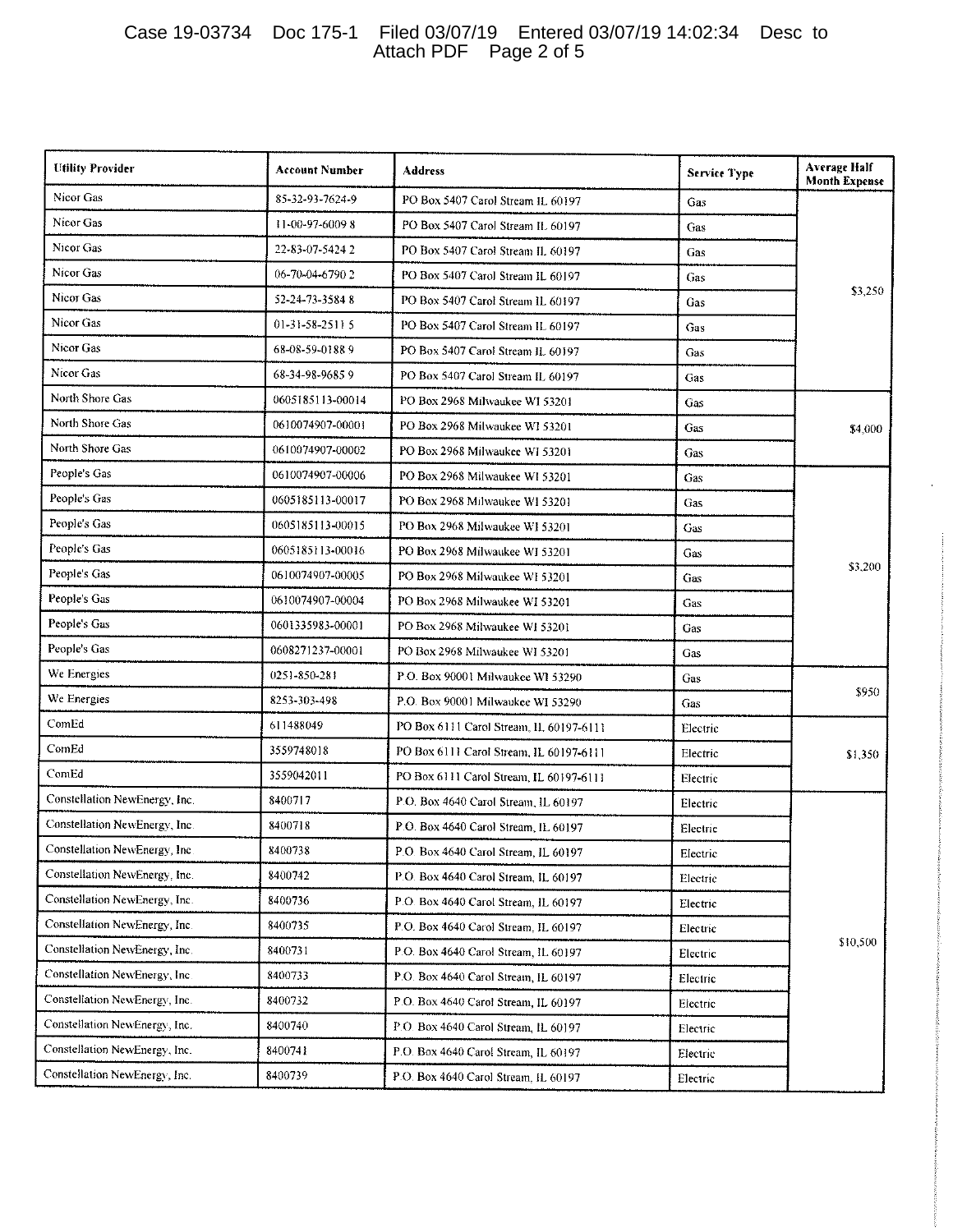| Utility Provider | Account Number | Address | Service Type | Average Half Month Expense |
|---|---|---|---|---|
| Nicor Gas | 85-32-93-7624-9 | PO Box 5407 Carol Stream IL 60197 | Gas | $3,250 |
| Nicor Gas | 11-00-97-6009 8 | PO Box 5407 Carol Stream IL 60197 | Gas | |
| Nicor Gas | 22-83-07-5424 2 | PO Box 5407 Carol Stream IL 60197 | Gas | |
| Nicor Gas | 06-70-04-6790 2 | PO Box 5407 Carol Stream IL 60197 | Gas | |
| Nicor Gas | 52-24-73-3584 8 | PO Box 5407 Carol Stream IL 60197 | Gas | |
| Nicor Gas | 01-31-58-2511 5 | PO Box 5407 Carol Stream IL 60197 | Gas | |
| Nicor Gas | 68-08-59-0188 9 | PO Box 5407 Carol Stream IL 60197 | Gas | |
| Nicor Gas | 68-34-98-9685 9 | PO Box 5407 Carol Stream IL 60197 | Gas | |
| North Shore Gas | 0605185113-00014 | PO Box 2968 Milwaukee WI 53201 | Gas | $4,000 |
| North Shore Gas | 0610074907-00001 | PO Box 2968 Milwaukee WI 53201 | Gas | |
| North Shore Gas | 0610074907-00002 | PO Box 2968 Milwaukee WI 53201 | Gas | |
| People's Gas | 0610074907-00006 | PO Box 2968 Milwaukee WI 53201 | Gas | $3,200 |
| People's Gas | 0605185113-00017 | PO Box 2968 Milwaukee WI 53201 | Gas | |
| People's Gas | 0605185113-00015 | PO Box 2968 Milwaukee WI 53201 | Gas | |
| People's Gas | 0605185113-00016 | PO Box 2968 Milwaukee WI 53201 | Gas | |
| People's Gas | 0610074907-00005 | PO Box 2968 Milwaukee WI 53201 | Gas | |
| People's Gas | 0610074907-00004 | PO Box 2968 Milwaukee WI 53201 | Gas | |
| People's Gas | 0601335983-00001 | PO Box 2968 Milwaukee WI 53201 | Gas | |
| People's Gas | 0608271237-00001 | PO Box 2968 Milwaukee WI 53201 | Gas | |
| We Energies | 0251-850-281 | P.O. Box 90001 Milwaukee WI 53290 | Gas | $950 |
| We Energies | 8253-303-498 | P.O. Box 90001 Milwaukee WI 53290 | Gas | |
| ComEd | 611488049 | PO Box 6111 Carol Stream, IL 60197-6111 | Electric | $1,350 |
| ComEd | 3559748018 | PO Box 6111 Carol Stream, IL 60197-6111 | Electric | |
| ComEd | 3559042011 | PO Box 6111 Carol Stream, IL 60197-6111 | Electric | |
| Constellation NewEnergy, Inc. | 8400717 | P.O. Box 4640 Carol Stream, IL 60197 | Electric | $10,500 |
| Constellation NewEnergy, Inc. | 8400718 | P.O. Box 4640 Carol Stream, IL 60197 | Electric | |
| Constellation NewEnergy, Inc. | 8400738 | P.O. Box 4640 Carol Stream, IL 60197 | Electric | |
| Constellation NewEnergy, Inc. | 8400742 | P.O. Box 4640 Carol Stream, IL 60197 | Electric | |
| Constellation NewEnergy, Inc. | 8400736 | P.O. Box 4640 Carol Stream, IL 60197 | Electric | |
| Constellation NewEnergy, Inc. | 8400735 | P.O. Box 4640 Carol Stream, IL 60197 | Electric | |
| Constellation NewEnergy, Inc. | 8400731 | P.O. Box 4640 Carol Stream, IL 60197 | Electric | |
| Constellation NewEnergy, Inc. | 8400733 | P.O. Box 4640 Carol Stream, IL 60197 | Electric | |
| Constellation NewEnergy, Inc. | 8400732 | P.O. Box 4640 Carol Stream, IL 60197 | Electric | |
| Constellation NewEnergy, Inc. | 8400740 | P.O. Box 4640 Carol Stream, IL 60197 | Electric | |
| Constellation NewEnergy, Inc. | 8400741 | P.O. Box 4640 Carol Stream, IL 60197 | Electric | |
| Constellation NewEnergy, Inc. | 8400739 | P.O. Box 4640 Carol Stream, IL 60197 | Electric | |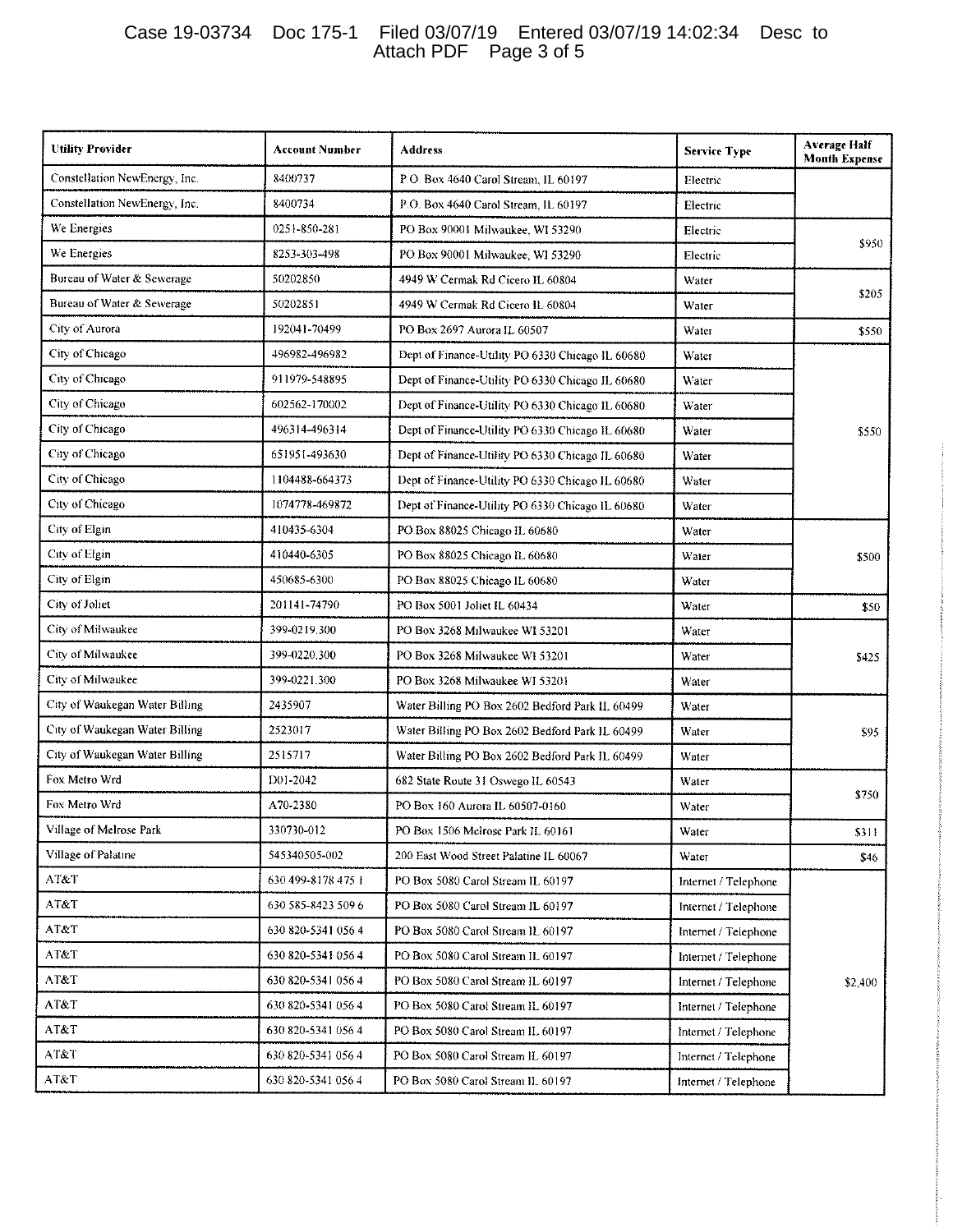| Utility Provider | Account Number | Address | Service Type | Average Half Month Expense |
|---|---|---|---|---|
| Constellation NewEnergy, Inc. | 8400737 | P.O. Box 4640 Carol Stream, IL 60197 | Electric | |
| Constellation NewEnergy, Inc. | 8400734 | P.O. Box 4640 Carol Stream, IL 60197 | Electric | |
| We Energies | 0251-850-281 | PO Box 90001 Milwaukee, WI 53290 | Electric | $950 |
| We Energies | 8253-303-498 | PO Box 90001 Milwaukee, WI 53290 | Electric | |
| Bureau of Water & Sewerage | 50202850 | 4949 W Cermak Rd Cicero IL 60804 | Water | $205 |
| Bureau of Water & Sewerage | 50202851 | 4949 W Cermak Rd Cicero IL 60804 | Water | |
| City of Aurora | 192041-70499 | PO Box 2697 Aurora IL 60507 | Water | $550 |
| City of Chicago | 496982-496982 | Dept of Finance-Utility PO 6330 Chicago IL 60680 | Water | $550 |
| City of Chicago | 911979-548895 | Dept of Finance-Utility PO 6330 Chicago IL 60680 | Water | |
| City of Chicago | 602562-170002 | Dept of Finance-Utility PO 6330 Chicago IL 60680 | Water | |
| City of Chicago | 496314-496314 | Dept of Finance-Utility PO 6330 Chicago IL 60680 | Water | |
| City of Chicago | 651951-493630 | Dept of Finance-Utility PO 6330 Chicago IL 60680 | Water | |
| City of Chicago | 1104488-664373 | Dept of Finance-Utility PO 6330 Chicago IL 60680 | Water | |
| City of Chicago | 1074778-469872 | Dept of Finance-Utility PO 6330 Chicago IL 60680 | Water | |
| City of Elgin | 410435-6304 | PO Box 88025 Chicago IL 60680 | Water | $500 |
| City of Elgin | 410440-6305 | PO Box 88025 Chicago IL 60680 | Water | |
| City of Elgin | 450685-6300 | PO Box 88025 Chicago IL 60680 | Water | |
| City of Joliet | 201141-74790 | PO Box 5001 Joliet IL 60434 | Water | $50 |
| City of Milwaukee | 399-0219.300 | PO Box 3268 Milwaukee WI 53201 | Water | $425 |
| City of Milwaukee | 399-0220.300 | PO Box 3268 Milwaukee WI 53201 | Water | |
| City of Milwaukee | 399-0221.300 | PO Box 3268 Milwaukee WI 53201 | Water | |
| City of Waukegan Water Billing | 2435907 | Water Billing PO Box 2602 Bedford Park IL 60499 | Water | $95 |
| City of Waukegan Water Billing | 2523017 | Water Billing PO Box 2602 Bedford Park IL 60499 | Water | |
| City of Waukegan Water Billing | 2515717 | Water Billing PO Box 2602 Bedford Park IL 60499 | Water | |
| Fox Metro Wrd | D01-2042 | 682 State Route 31 Oswego IL 60543 | Water | $750 |
| Fox Metro Wrd | A70-2380 | PO Box 160 Aurora IL 60507-0160 | Water | |
| Village of Melrose Park | 330730-012 | PO Box 1506 Melrose Park IL 60161 | Water | $311 |
| Village of Palatine | 545340505-002 | 200 East Wood Street Palatine IL 60067 | Water | $46 |
| AT&T | 630 499-8178 475 1 | PO Box 5080 Carol Stream IL 60197 | Internet / Telephone | $2,400 |
| AT&T | 630 585-8423 509 6 | PO Box 5080 Carol Stream IL 60197 | Internet / Telephone | |
| AT&T | 630 820-5341 056 4 | PO Box 5080 Carol Stream IL 60197 | Internet / Telephone | |
| AT&T | 630 820-5341 056 4 | PO Box 5080 Carol Stream IL 60197 | Internet / Telephone | |
| AT&T | 630 820-5341 056 4 | PO Box 5080 Carol Stream IL 60197 | Internet / Telephone | |
| AT&T | 630 820-5341 056 4 | PO Box 5080 Carol Stream IL 60197 | Internet / Telephone | |
| AT&T | 630 820-5341 056 4 | PO Box 5080 Carol Stream IL 60197 | Internet / Telephone | |
| AT&T | 630 820-5341 056 4 | PO Box 5080 Carol Stream IL 60197 | Internet / Telephone | |
| AT&T | 630 820-5341 056 4 | PO Box 5080 Carol Stream IL 60197 | Internet / Telephone | |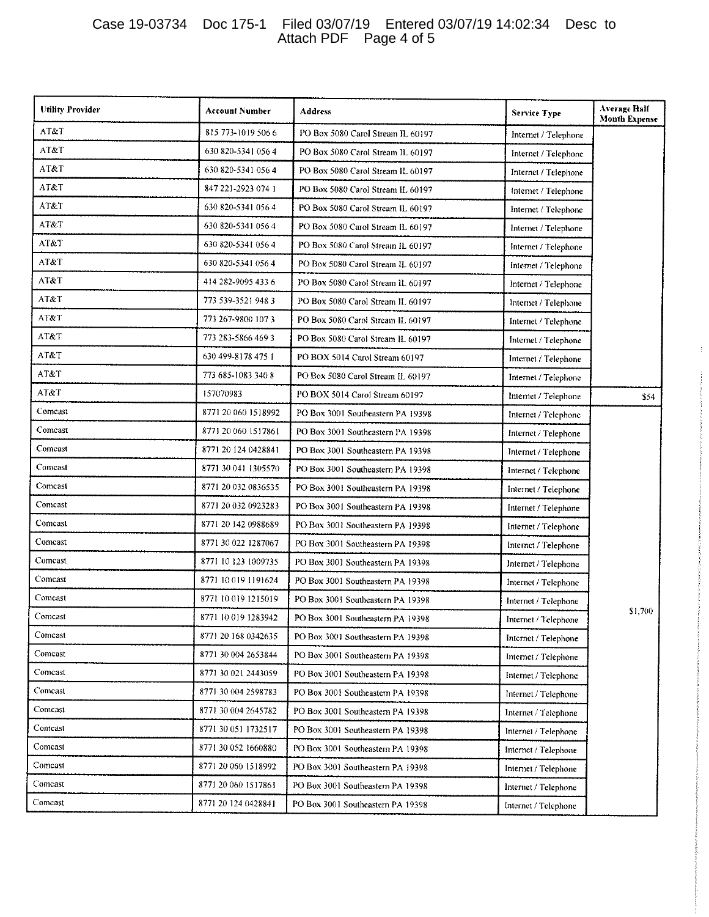| Utility Provider | Account Number | Address | Service Type | Average Half Month Expense |
|---|---|---|---|---|
| AT&T | 815 773-1019 506 6 | PO Box 5080 Carol Stream IL 60197 | Internet / Telephone | |
| AT&T | 630 820-5341 056 4 | PO Box 5080 Carol Stream IL 60197 | Internet / Telephone | |
| AT&T | 630 820-5341 056 4 | PO Box 5080 Carol Stream IL 60197 | Internet / Telephone | |
| AT&T | 847 221-2923 074 1 | PO Box 5080 Carol Stream IL 60197 | Internet / Telephone | |
| AT&T | 630 820-5341 056 4 | PO Box 5080 Carol Stream IL 60197 | Internet / Telephone | |
| AT&T | 630 820-5341 056 4 | PO Box 5080 Carol Stream IL 60197 | Internet / Telephone | |
| AT&T | 630 820-5341 056 4 | PO Box 5080 Carol Stream IL 60197 | Internet / Telephone | |
| AT&T | 630 820-5341 056 4 | PO Box 5080 Carol Stream IL 60197 | Internet / Telephone | |
| AT&T | 414 282-9095 433 6 | PO Box 5080 Carol Stream IL 60197 | Internet / Telephone | |
| AT&T | 773 539-3521 948 3 | PO Box 5080 Carol Stream IL 60197 | Internet / Telephone | |
| AT&T | 773 267-9800 107 3 | PO Box 5080 Carol Stream IL 60197 | Internet / Telephone | |
| AT&T | 773 283-5866 469 3 | PO Box 5080 Carol Stream IL 60197 | Internet / Telephone | |
| AT&T | 630 499-8178 475 1 | PO BOX 5014 Carol Stream 60197 | Internet / Telephone | |
| AT&T | 773 685-1083 340 8 | PO Box 5080 Carol Stream IL 60197 | Internet / Telephone | |
| AT&T | 157070983 | PO BOX 5014 Carol Stream 60197 | Internet / Telephone | $54 |
| Comcast | 8771 20 060 1518992 | PO Box 3001 Southeastern PA 19398 | Internet / Telephone | |
| Comcast | 8771 20 060 1517861 | PO Box 3001 Southeastern PA 19398 | Internet / Telephone | |
| Comcast | 8771 20 124 0428841 | PO Box 3001 Southeastern PA 19398 | Internet / Telephone | |
| Comcast | 8771 30 041 1305570 | PO Box 3001 Southeastern PA 19398 | Internet / Telephone | |
| Comcast | 8771 20 032 0836535 | PO Box 3001 Southeastern PA 19398 | Internet / Telephone | |
| Comcast | 8771 20 032 0923283 | PO Box 3001 Southeastern PA 19398 | Internet / Telephone | |
| Comcast | 8771 20 142 0988689 | PO Box 3001 Southeastern PA 19398 | Internet / Telephone | |
| Comcast | 8771 30 022 1287067 | PO Box 3001 Southeastern PA 19398 | Internet / Telephone | |
| Comcast | 8771 10 123 1009735 | PO Box 3001 Southeastern PA 19398 | Internet / Telephone | |
| Comcast | 8771 10 019 1191624 | PO Box 3001 Southeastern PA 19398 | Internet / Telephone | |
| Comcast | 8771 10 019 1215019 | PO Box 3001 Southeastern PA 19398 | Internet / Telephone | |
| Comcast | 8771 10 019 1283942 | PO Box 3001 Southeastern PA 19398 | Internet / Telephone | $1,700 |
| Comcast | 8771 20 168 0342635 | PO Box 3001 Southeastern PA 19398 | Internet / Telephone | |
| Comcast | 8771 30 004 2653844 | PO Box 3001 Southeastern PA 19398 | Internet / Telephone | |
| Comcast | 8771 30 021 2443059 | PO Box 3001 Southeastern PA 19398 | Internet / Telephone | |
| Comcast | 8771 30 004 2598783 | PO Box 3001 Southeastern PA 19398 | Internet / Telephone | |
| Comcast | 8771 30 004 2645782 | PO Box 3001 Southeastern PA 19398 | Internet / Telephone | |
| Comcast | 8771 30 051 1732517 | PO Box 3001 Southeastern PA 19398 | Internet / Telephone | |
| Comcast | 8771 30 052 1660880 | PO Box 3001 Southeastern PA 19398 | Internet / Telephone | |
| Comcast | 8771 20 060 1518992 | PO Box 3001 Southeastern PA 19398 | Internet / Telephone | |
| Comcast | 8771 20 060 1517861 | PO Box 3001 Southeastern PA 19398 | Internet / Telephone | |
| Comcast | 8771 20 124 0428841 | PO Box 3001 Southeastern PA 19398 | Internet / Telephone | |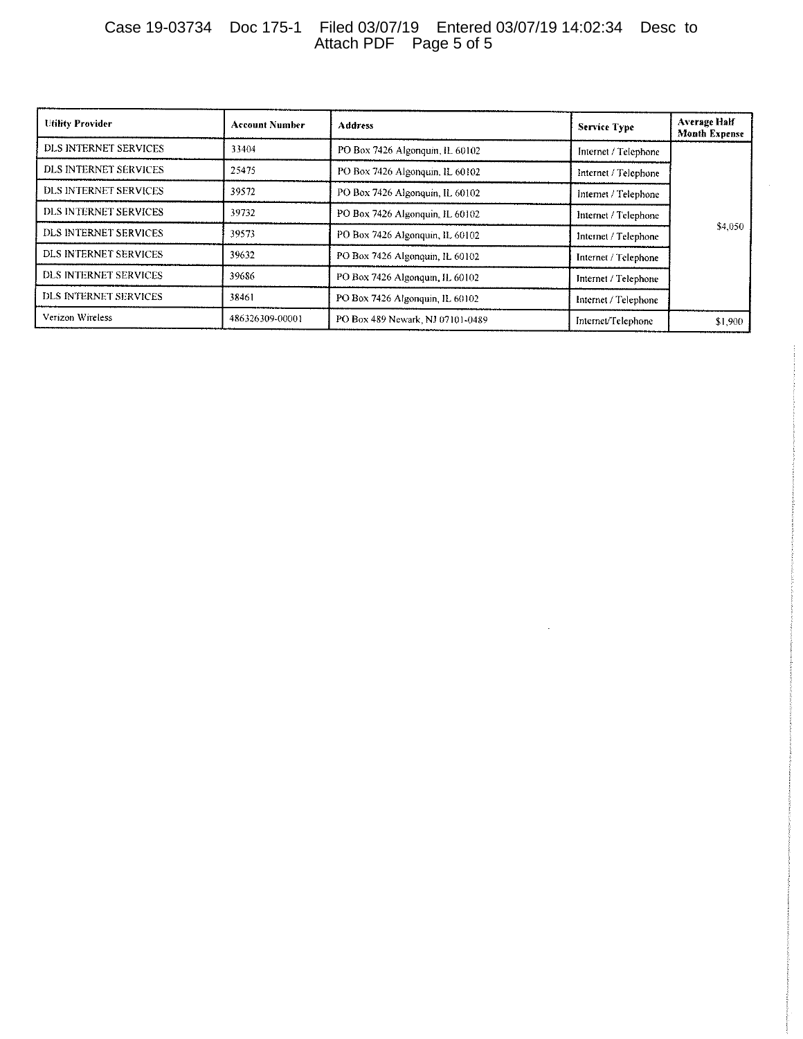| Utility Provider | Account Number | Address | Service Type | Average Half Month Expense |
| --- | --- | --- | --- | --- |
| DLS INTERNET SERVICES | 33404 | PO Box 7426 Algonquin, IL 60102 | Internet / Telephone | $4,050 |
| DLS INTERNET SERVICES | 25475 | PO Box 7426 Algonquin, IL 60102 | Internet / Telephone | |
| DLS INTERNET SERVICES | 39572 | PO Box 7426 Algonquin, IL 60102 | Internet / Telephone | |
| DLS INTERNET SERVICES | 39732 | PO Box 7426 Algonquin, IL 60102 | Internet / Telephone | |
| DLS INTERNET SERVICES | 39573 | PO Box 7426 Algonquin, IL 60102 | Internet / Telephone | |
| DLS INTERNET SERVICES | 39632 | PO Box 7426 Algonquin, IL 60102 | Internet / Telephone | |
| DLS INTERNET SERVICES | 39686 | PO Box 7426 Algonquin, IL 60102 | Internet / Telephone | |
| DLS INTERNET SERVICES | 38461 | PO Box 7426 Algonquin, IL 60102 | Internet / Telephone | |
| Verizon Wireless | 486326309-00001 | PO Box 489 Newark, NJ 07101-0489 | Internet/Telephone | $1,900 |